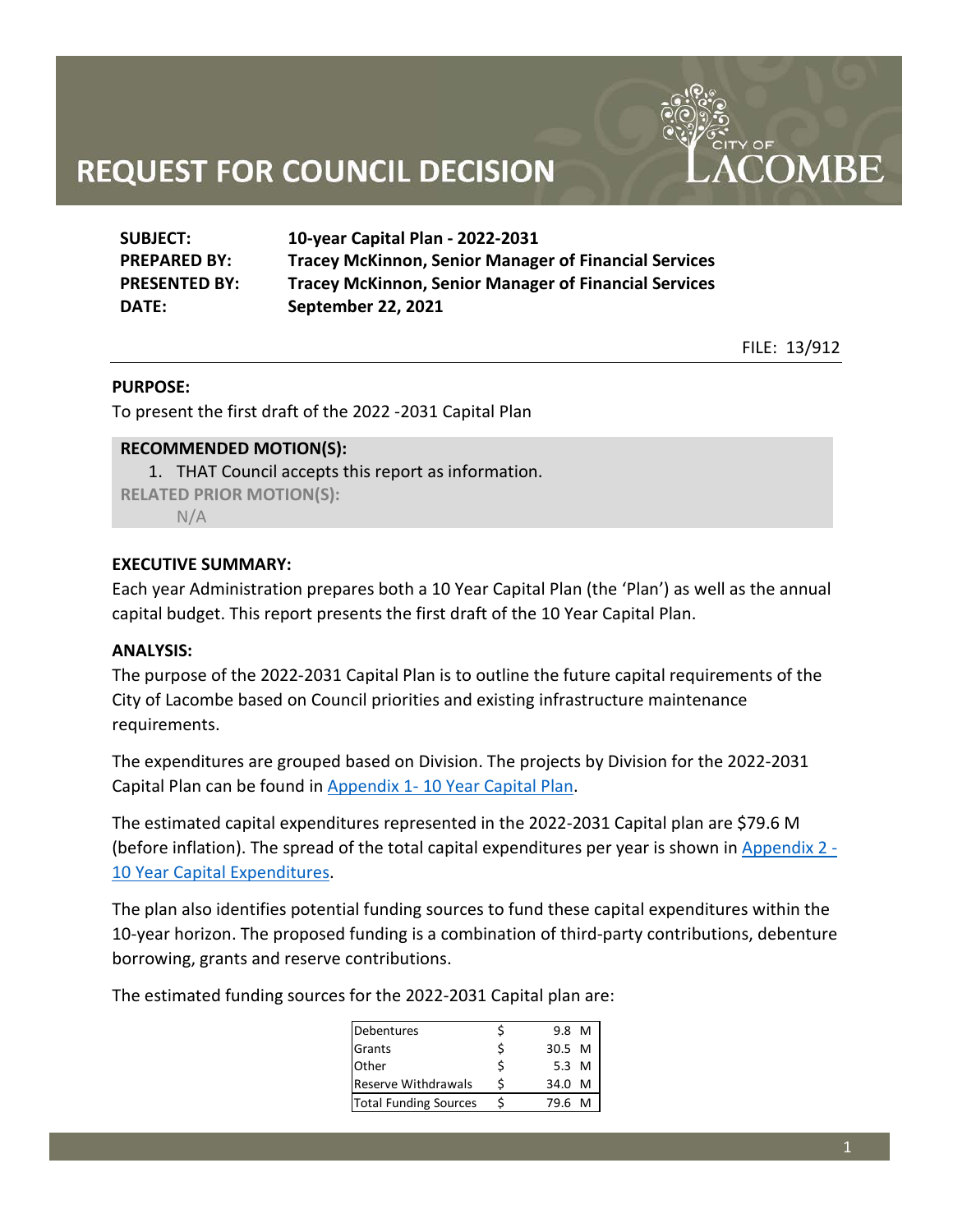# REQUEST FOR COUNCIL DECISION

CITY OF LACOMBE

**SUBJECT:** 10-year Capital Plan - 2022-2031
**PREPARED BY:** Tracey McKinnon, Senior Manager of Financial Services
**PRESENTED BY:** Tracey McKinnon, Senior Manager of Financial Services
**DATE:** September 22, 2021

FILE: 13/912

**PURPOSE:**

To present the first draft of the 2022 -2031 Capital Plan

**RECOMMENDED MOTION(S):**

1. THAT Council accepts this report as information.

**RELATED PRIOR MOTION(S):**

N/A

**EXECUTIVE SUMMARY:**

Each year Administration prepares both a 10 Year Capital Plan (the 'Plan') as well as the annual capital budget. This report presents the first draft of the 10 Year Capital Plan.

**ANALYSIS:**

The purpose of the 2022-2031 Capital Plan is to outline the future capital requirements of the City of Lacombe based on Council priorities and existing infrastructure maintenance requirements.

The expenditures are grouped based on Division. The projects by Division for the 2022-2031 Capital Plan can be found in Appendix 1- 10 Year Capital Plan.

The estimated capital expenditures represented in the 2022-2031 Capital plan are $79.6 M (before inflation). The spread of the total capital expenditures per year is shown in Appendix 2 - 10 Year Capital Expenditures.

The plan also identifies potential funding sources to fund these capital expenditures within the 10-year horizon. The proposed funding is a combination of third-party contributions, debenture borrowing, grants and reserve contributions.

The estimated funding sources for the 2022-2031 Capital plan are:

| Source | | Amount | |
|---|---|---|---|
| Debentures | $ | 9.8 | M |
| Grants | $ | 30.5 | M |
| Other | $ | 5.3 | M |
| Reserve Withdrawals | $ | 34.0 | M |
| Total Funding Sources | $ | 79.6 | M |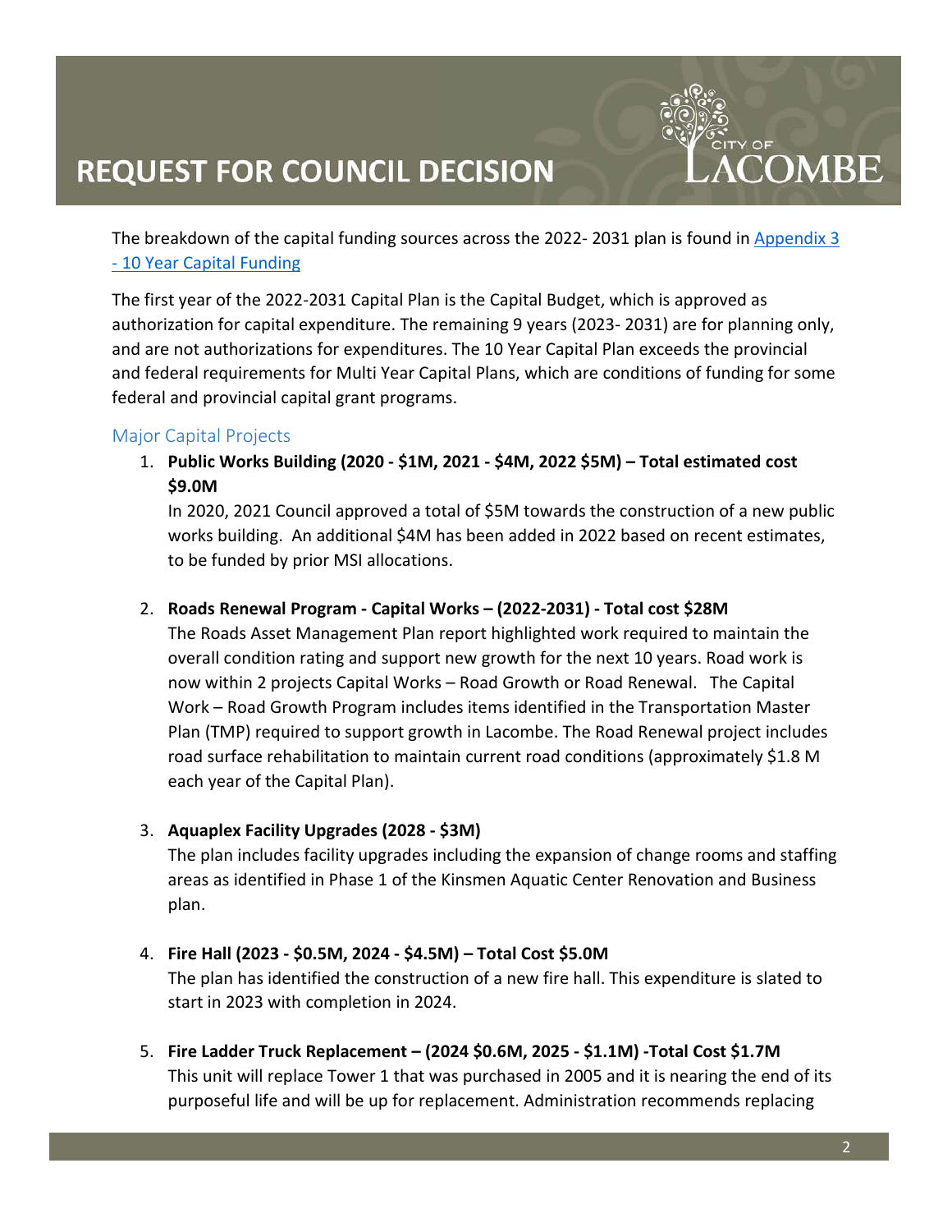The breakdown of the capital funding sources across the 2022- 2031 plan is found in [Appendix 3 - 10 Year Capital Funding]

The first year of the 2022-2031 Capital Plan is the Capital Budget, which is approved as authorization for capital expenditure. The remaining 9 years (2023- 2031) are for planning only, and are not authorizations for expenditures. The 10 Year Capital Plan exceeds the provincial and federal requirements for Multi Year Capital Plans, which are conditions of funding for some federal and provincial capital grant programs.

### Major Capital Projects

1. **Public Works Building (2020 - $1M, 2021 - $4M, 2022 $5M) – Total estimated cost $9.0M**
   In 2020, 2021 Council approved a total of $5M towards the construction of a new public works building. An additional $4M has been added in 2022 based on recent estimates, to be funded by prior MSI allocations.

2. **Roads Renewal Program - Capital Works – (2022-2031) - Total cost $28M**
   The Roads Asset Management Plan report highlighted work required to maintain the overall condition rating and support new growth for the next 10 years. Road work is now within 2 projects Capital Works – Road Growth or Road Renewal. The Capital Work – Road Growth Program includes items identified in the Transportation Master Plan (TMP) required to support growth in Lacombe. The Road Renewal project includes road surface rehabilitation to maintain current road conditions (approximately $1.8 M each year of the Capital Plan).

3. **Aquaplex Facility Upgrades (2028 - $3M)**
   The plan includes facility upgrades including the expansion of change rooms and staffing areas as identified in Phase 1 of the Kinsmen Aquatic Center Renovation and Business plan.

4. **Fire Hall (2023 - $0.5M, 2024 - $4.5M) – Total Cost $5.0M**
   The plan has identified the construction of a new fire hall. This expenditure is slated to start in 2023 with completion in 2024.

5. **Fire Ladder Truck Replacement – (2024 $0.6M, 2025 - $1.1M) -Total Cost $1.7M**
   This unit will replace Tower 1 that was purchased in 2005 and it is nearing the end of its purposeful life and will be up for replacement. Administration recommends replacing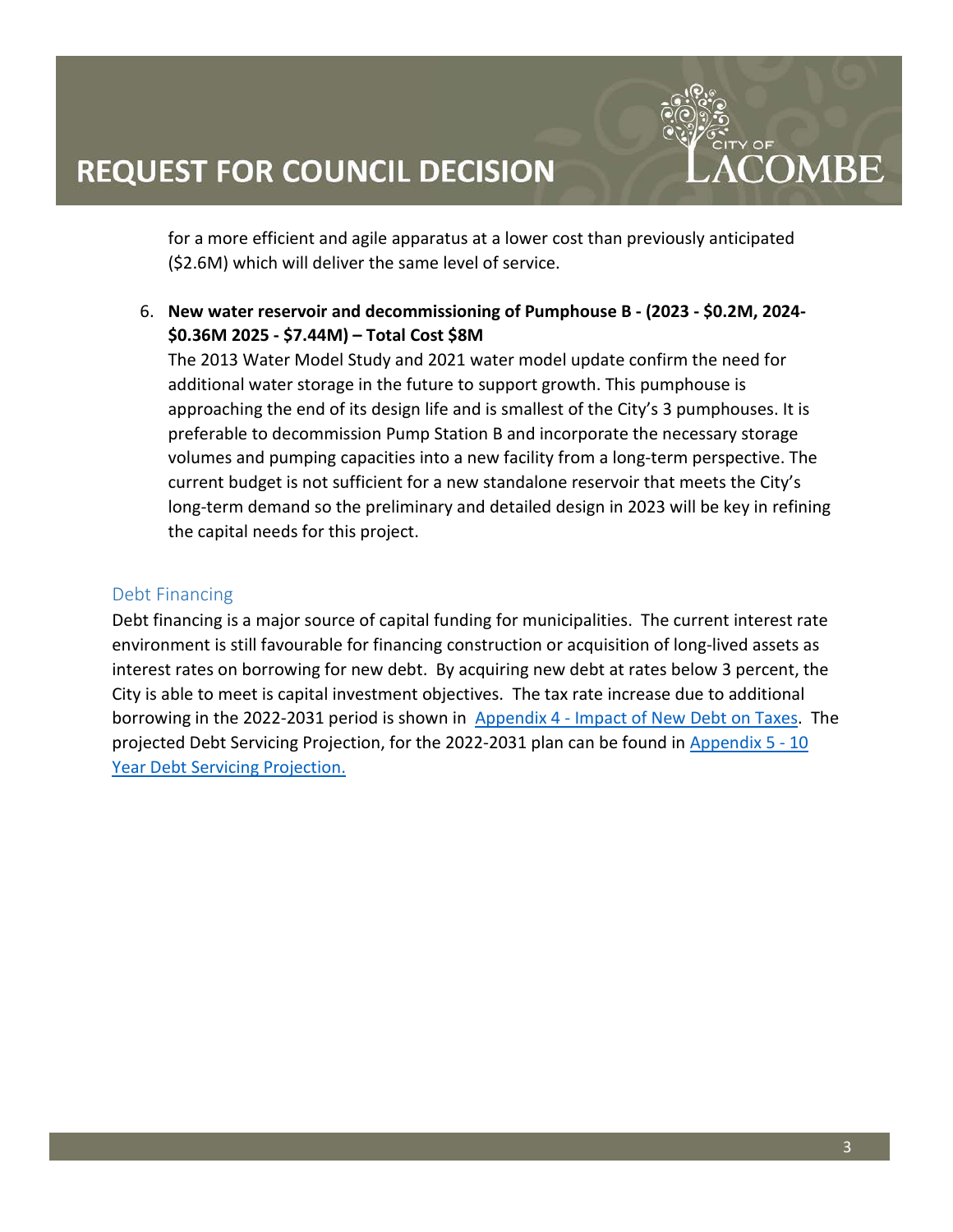for a more efficient and agile apparatus at a lower cost than previously anticipated ($2.6M) which will deliver the same level of service.

6. **New water reservoir and decommissioning of Pumphouse B - (2023 - $0.2M, 2024- $0.36M 2025 - $7.44M) – Total Cost $8M**
   The 2013 Water Model Study and 2021 water model update confirm the need for additional water storage in the future to support growth. This pumphouse is approaching the end of its design life and is smallest of the City's 3 pumphouses. It is preferable to decommission Pump Station B and incorporate the necessary storage volumes and pumping capacities into a new facility from a long-term perspective. The current budget is not sufficient for a new standalone reservoir that meets the City's long-term demand so the preliminary and detailed design in 2023 will be key in refining the capital needs for this project.

## Debt Financing

Debt financing is a major source of capital funding for municipalities. The current interest rate environment is still favourable for financing construction or acquisition of long-lived assets as interest rates on borrowing for new debt. By acquiring new debt at rates below 3 percent, the City is able to meet is capital investment objectives. The tax rate increase due to additional borrowing in the 2022-2031 period is shown in Appendix 4 - Impact of New Debt on Taxes. The projected Debt Servicing Projection, for the 2022-2031 plan can be found in Appendix 5 - 10 Year Debt Servicing Projection.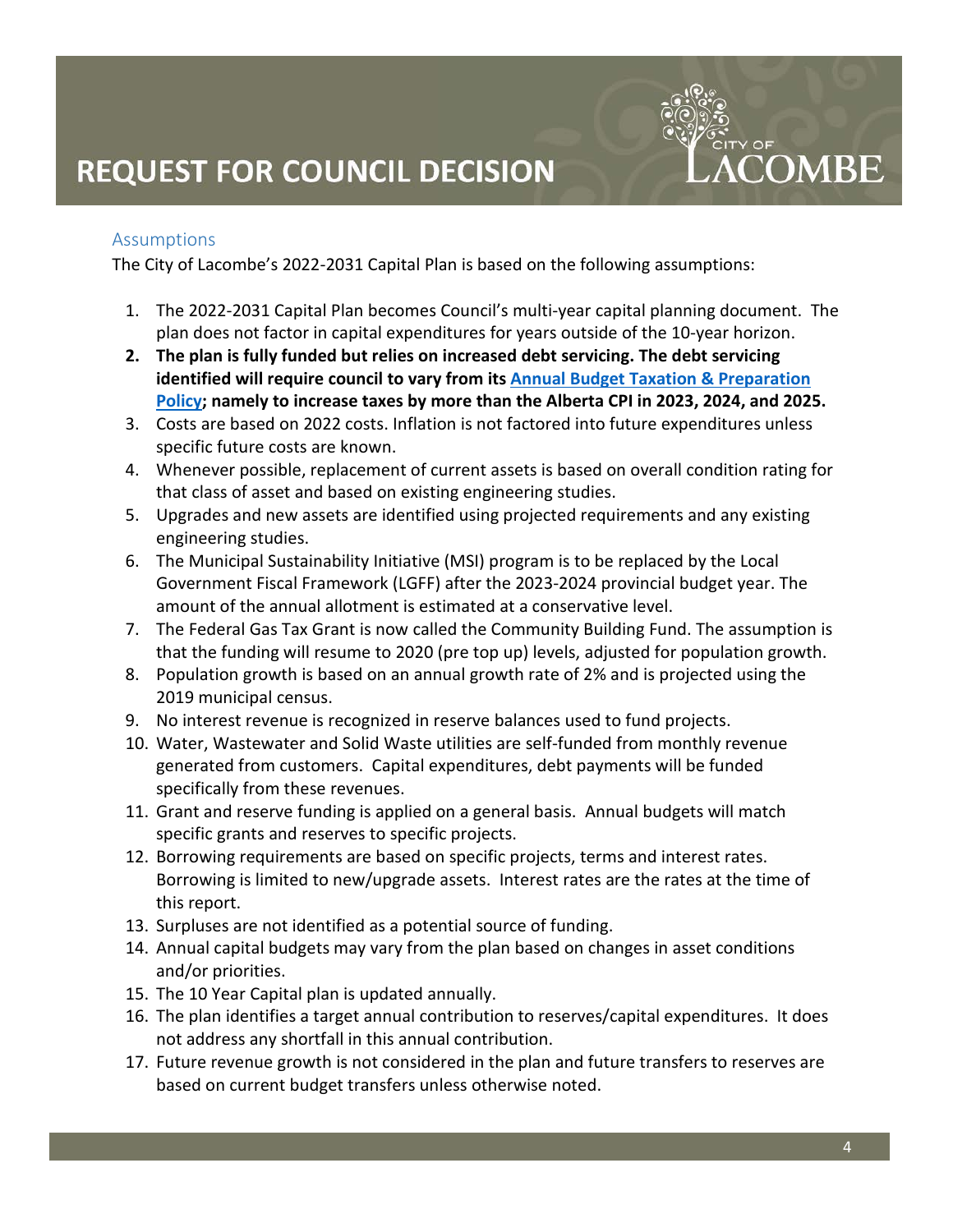# REQUEST FOR COUNCIL DECISION

## Assumptions

The City of Lacombe's 2022-2031 Capital Plan is based on the following assumptions:

1. The 2022-2031 Capital Plan becomes Council's multi-year capital planning document. The plan does not factor in capital expenditures for years outside of the 10-year horizon.
2. **The plan is fully funded but relies on increased debt servicing. The debt servicing identified will require council to vary from its Annual Budget Taxation & Preparation Policy; namely to increase taxes by more than the Alberta CPI in 2023, 2024, and 2025.**
3. Costs are based on 2022 costs. Inflation is not factored into future expenditures unless specific future costs are known.
4. Whenever possible, replacement of current assets is based on overall condition rating for that class of asset and based on existing engineering studies.
5. Upgrades and new assets are identified using projected requirements and any existing engineering studies.
6. The Municipal Sustainability Initiative (MSI) program is to be replaced by the Local Government Fiscal Framework (LGFF) after the 2023-2024 provincial budget year. The amount of the annual allotment is estimated at a conservative level.
7. The Federal Gas Tax Grant is now called the Community Building Fund. The assumption is that the funding will resume to 2020 (pre top up) levels, adjusted for population growth.
8. Population growth is based on an annual growth rate of 2% and is projected using the 2019 municipal census.
9. No interest revenue is recognized in reserve balances used to fund projects.
10. Water, Wastewater and Solid Waste utilities are self-funded from monthly revenue generated from customers. Capital expenditures, debt payments will be funded specifically from these revenues.
11. Grant and reserve funding is applied on a general basis. Annual budgets will match specific grants and reserves to specific projects.
12. Borrowing requirements are based on specific projects, terms and interest rates. Borrowing is limited to new/upgrade assets. Interest rates are the rates at the time of this report.
13. Surpluses are not identified as a potential source of funding.
14. Annual capital budgets may vary from the plan based on changes in asset conditions and/or priorities.
15. The 10 Year Capital plan is updated annually.
16. The plan identifies a target annual contribution to reserves/capital expenditures. It does not address any shortfall in this annual contribution.
17. Future revenue growth is not considered in the plan and future transfers to reserves are based on current budget transfers unless otherwise noted.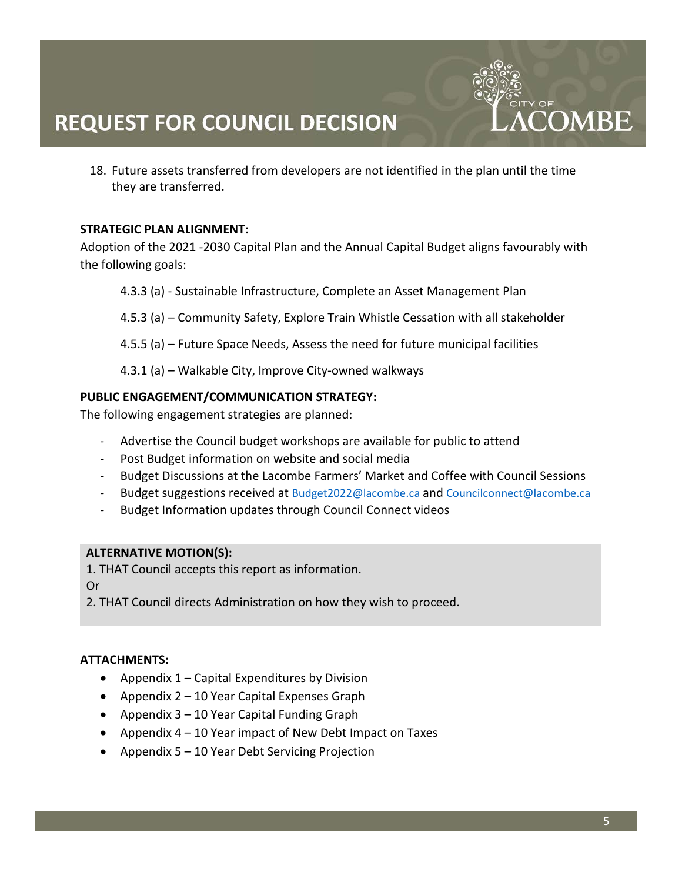18. Future assets transferred from developers are not identified in the plan until the time they are transferred.

**STRATEGIC PLAN ALIGNMENT:**

Adoption of the 2021 -2030 Capital Plan and the Annual Capital Budget aligns favourably with the following goals:

4.3.3 (a) - Sustainable Infrastructure, Complete an Asset Management Plan

4.5.3 (a) – Community Safety, Explore Train Whistle Cessation with all stakeholder

4.5.5 (a) – Future Space Needs, Assess the need for future municipal facilities

4.3.1 (a) – Walkable City, Improve City-owned walkways

**PUBLIC ENGAGEMENT/COMMUNICATION STRATEGY:**

The following engagement strategies are planned:

- Advertise the Council budget workshops are available for public to attend
- Post Budget information on website and social media
- Budget Discussions at the Lacombe Farmers' Market and Coffee with Council Sessions
- Budget suggestions received at Budget2022@lacombe.ca and Councilconnect@lacombe.ca
- Budget Information updates through Council Connect videos

**ALTERNATIVE MOTION(S):**

1. THAT Council accepts this report as information.

Or

2. THAT Council directs Administration on how they wish to proceed.

**ATTACHMENTS:**

- Appendix 1 – Capital Expenditures by Division
- Appendix 2 – 10 Year Capital Expenses Graph
- Appendix 3 – 10 Year Capital Funding Graph
- Appendix 4 – 10 Year impact of New Debt Impact on Taxes
- Appendix 5 – 10 Year Debt Servicing Projection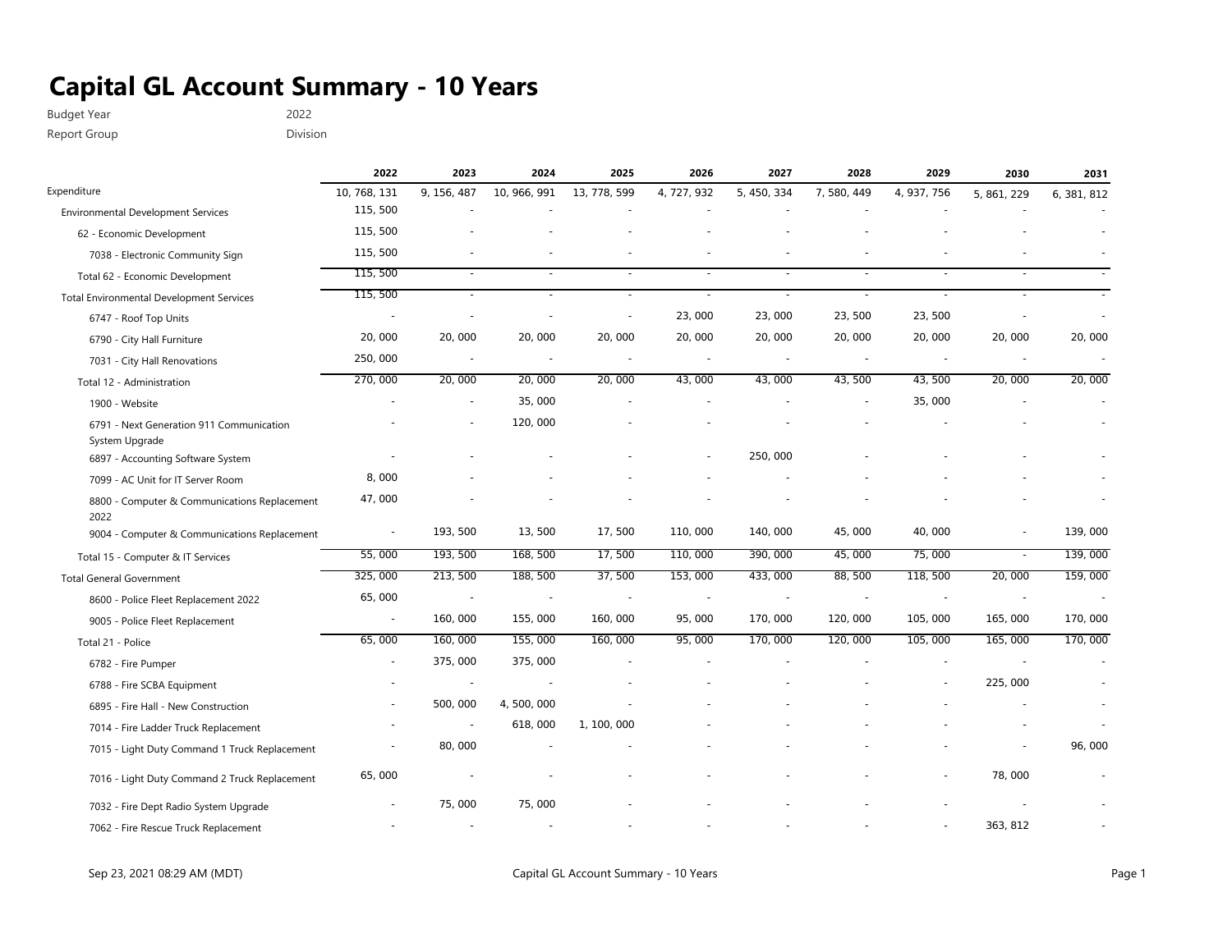# Capital GL Account Summary - 10 Years

Budget Year 2022

Report Group Division

| | 2022 | 2023 | 2024 | 2025 | 2026 | 2027 | 2028 | 2029 | 2030 | 2031 |
|---|---|---|---|---|---|---|---|---|---|---|
| Expenditure | 10, 768, 131 | 9, 156, 487 | 10, 966, 991 | 13, 778, 599 | 4, 727, 932 | 5, 450, 334 | 7, 580, 449 | 4, 937, 756 | 5, 861, 229 | 6, 381, 812 |
| Environmental Development Services | 115, 500 | - | - | - | - | - | - | - | - | - |
| 62 - Economic Development | 115, 500 | - | - | - | - | - | - | - | - | - |
| 7038 - Electronic Community Sign | 115, 500 | - | - | - | - | - | - | - | - | - |
| Total 62 - Economic Development | 115, 500 | - | - | - | - | - | - | - | - | - |
| Total Environmental Development Services | 115, 500 | - | - | - | - | - | - | - | - | - |
| 6747 - Roof Top Units | - | - | - | - | 23, 000 | 23, 000 | 23, 500 | 23, 500 | - | - |
| 6790 - City Hall Furniture | 20, 000 | 20, 000 | 20, 000 | 20, 000 | 20, 000 | 20, 000 | 20, 000 | 20, 000 | 20, 000 | 20, 000 |
| 7031 - City Hall Renovations | 250, 000 | - | - | - | - | - | - | - | - | - |
| Total 12 - Administration | 270, 000 | 20, 000 | 20, 000 | 20, 000 | 43, 000 | 43, 000 | 43, 500 | 43, 500 | 20, 000 | 20, 000 |
| 1900 - Website | - | - | 35, 000 | - | - | - | - | 35, 000 | - | - |
| 6791 - Next Generation 911 Communication System Upgrade | - | - | 120, 000 | - | - | - | - | - | - | - |
| 6897 - Accounting Software System | - | - | - | - | - | 250, 000 | - | - | - | - |
| 7099 - AC Unit for IT Server Room | 8, 000 | - | - | - | - | - | - | - | - | - |
| 8800 - Computer & Communications Replacement 2022 | 47, 000 | - | - | - | - | - | - | - | - | - |
| 9004 - Computer & Communications Replacement | - | 193, 500 | 13, 500 | 17, 500 | 110, 000 | 140, 000 | 45, 000 | 40, 000 | - | 139, 000 |
| Total 15 - Computer & IT Services | 55, 000 | 193, 500 | 168, 500 | 17, 500 | 110, 000 | 390, 000 | 45, 000 | 75, 000 | - | 139, 000 |
| Total General Government | 325, 000 | 213, 500 | 188, 500 | 37, 500 | 153, 000 | 433, 000 | 88, 500 | 118, 500 | 20, 000 | 159, 000 |
| 8600 - Police Fleet Replacement 2022 | 65, 000 | - | - | - | - | - | - | - | - | - |
| 9005 - Police Fleet Replacement | - | 160, 000 | 155, 000 | 160, 000 | 95, 000 | 170, 000 | 120, 000 | 105, 000 | 165, 000 | 170, 000 |
| Total 21 - Police | 65, 000 | 160, 000 | 155, 000 | 160, 000 | 95, 000 | 170, 000 | 120, 000 | 105, 000 | 165, 000 | 170, 000 |
| 6782 - Fire Pumper | - | 375, 000 | 375, 000 | - | - | - | - | - | - | - |
| 6788 - Fire SCBA Equipment | - | - | - | - | - | - | - | - | 225, 000 | - |
| 6895 - Fire Hall - New Construction | - | 500, 000 | 4, 500, 000 | - | - | - | - | - | - | - |
| 7014 - Fire Ladder Truck Replacement | - | - | 618, 000 | 1, 100, 000 | - | - | - | - | - | - |
| 7015 - Light Duty Command 1 Truck Replacement | - | 80, 000 | - | - | - | - | - | - | - | 96, 000 |
| 7016 - Light Duty Command 2 Truck Replacement | 65, 000 | - | - | - | - | - | - | - | 78, 000 | - |
| 7032 - Fire Dept Radio System Upgrade | - | 75, 000 | 75, 000 | - | - | - | - | - | - | - |
| 7062 - Fire Rescue Truck Replacement | - | - | - | - | - | - | - | - | 363, 812 | - |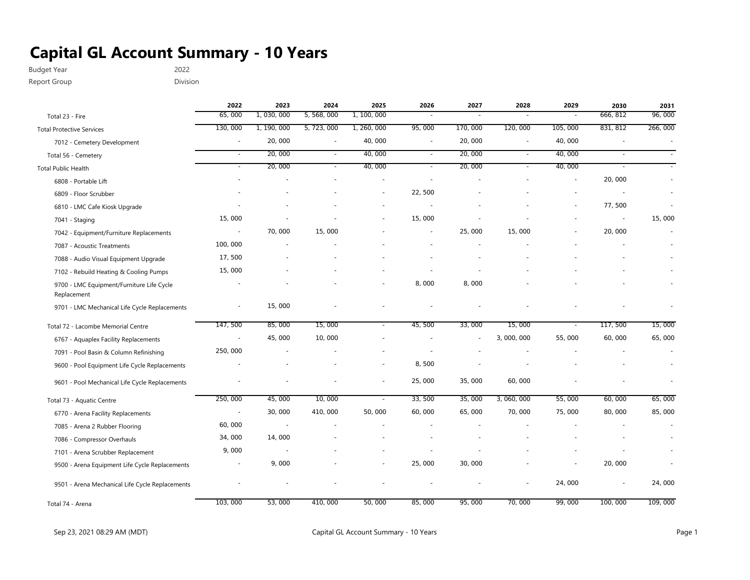# Capital GL Account Summary - 10 Years

Budget Year 2022

Report Group Division

| | 2022 | 2023 | 2024 | 2025 | 2026 | 2027 | 2028 | 2029 | 2030 | 2031 |
|---|---|---|---|---|---|---|---|---|---|---|
| Total 23 - Fire | 65, 000 | 1, 030, 000 | 5, 568, 000 | 1, 100, 000 | - | - | - | - | 666, 812 | 96, 000 |
| Total Protective Services | 130, 000 | 1, 190, 000 | 5, 723, 000 | 1, 260, 000 | 95, 000 | 170, 000 | 120, 000 | 105, 000 | 831, 812 | 266, 000 |
| 7012 - Cemetery Development | - | 20, 000 | - | 40, 000 | - | 20, 000 | - | 40, 000 | - | - |
| Total 56 - Cemetery | - | 20, 000 | - | 40, 000 | - | 20, 000 | - | 40, 000 | - | - |
| Total Public Health | - | 20, 000 | - | 40, 000 | - | 20, 000 | - | 40, 000 | - | - |
| 6808 - Portable Lift | - | - | - | - | - | - | - | - | 20, 000 | - |
| 6809 - Floor Scrubber | - | - | - | - | 22, 500 | - | - | - | - | - |
| 6810 - LMC Cafe Kiosk Upgrade | - | - | - | - | - | - | - | - | 77, 500 | - |
| 7041 - Staging | 15, 000 | - | - | - | 15, 000 | - | - | - | - | 15, 000 |
| 7042 - Equipment/Furniture Replacements | - | 70, 000 | 15, 000 | - | - | 25, 000 | 15, 000 | - | 20, 000 | - |
| 7087 - Acoustic Treatments | 100, 000 | - | - | - | - | - | - | - | - | - |
| 7088 - Audio Visual Equipment Upgrade | 17, 500 | - | - | - | - | - | - | - | - | - |
| 7102 - Rebuild Heating & Cooling Pumps | 15, 000 | - | - | - | - | - | - | - | - | - |
| 9700 - LMC Equipment/Furniture Life Cycle Replacement | - | - | - | - | 8, 000 | 8, 000 | - | - | - | - |
| 9701 - LMC Mechanical Life Cycle Replacements | - | 15, 000 | - | - | - | - | - | - | - | - |
| Total 72 - Lacombe Memorial Centre | 147, 500 | 85, 000 | 15, 000 | - | 45, 500 | 33, 000 | 15, 000 | - | 117, 500 | 15, 000 |
| 6767 - Aquaplex Facility Replacements | - | 45, 000 | 10, 000 | - | - | - | 3, 000, 000 | 55, 000 | 60, 000 | 65, 000 |
| 7091 - Pool Basin & Column Refinishing | 250, 000 | - | - | - | - | - | - | - | - | - |
| 9600 - Pool Equipment Life Cycle Replacements | - | - | - | - | 8, 500 | - | - | - | - | - |
| 9601 - Pool Mechanical Life Cycle Replacements | - | - | - | - | 25, 000 | 35, 000 | 60, 000 | - | - | - |
| Total 73 - Aquatic Centre | 250, 000 | 45, 000 | 10, 000 | - | 33, 500 | 35, 000 | 3, 060, 000 | 55, 000 | 60, 000 | 65, 000 |
| 6770 - Arena Facility Replacements | - | 30, 000 | 410, 000 | 50, 000 | 60, 000 | 65, 000 | 70, 000 | 75, 000 | 80, 000 | 85, 000 |
| 7085 - Arena 2 Rubber Flooring | 60, 000 | - | - | - | - | - | - | - | - | - |
| 7086 - Compressor Overhauls | 34, 000 | 14, 000 | - | - | - | - | - | - | - | - |
| 7101 - Arena Scrubber Replacement | 9, 000 | - | - | - | - | - | - | - | - | - |
| 9500 - Arena Equipment Life Cycle Replacements | - | 9, 000 | - | - | 25, 000 | 30, 000 | - | - | 20, 000 | - |
| 9501 - Arena Mechanical Life Cycle Replacements | - | - | - | - | - | - | - | 24, 000 | - | 24, 000 |
| Total 74 - Arena | 103, 000 | 53, 000 | 410, 000 | 50, 000 | 85, 000 | 95, 000 | 70, 000 | 99, 000 | 100, 000 | 109, 000 |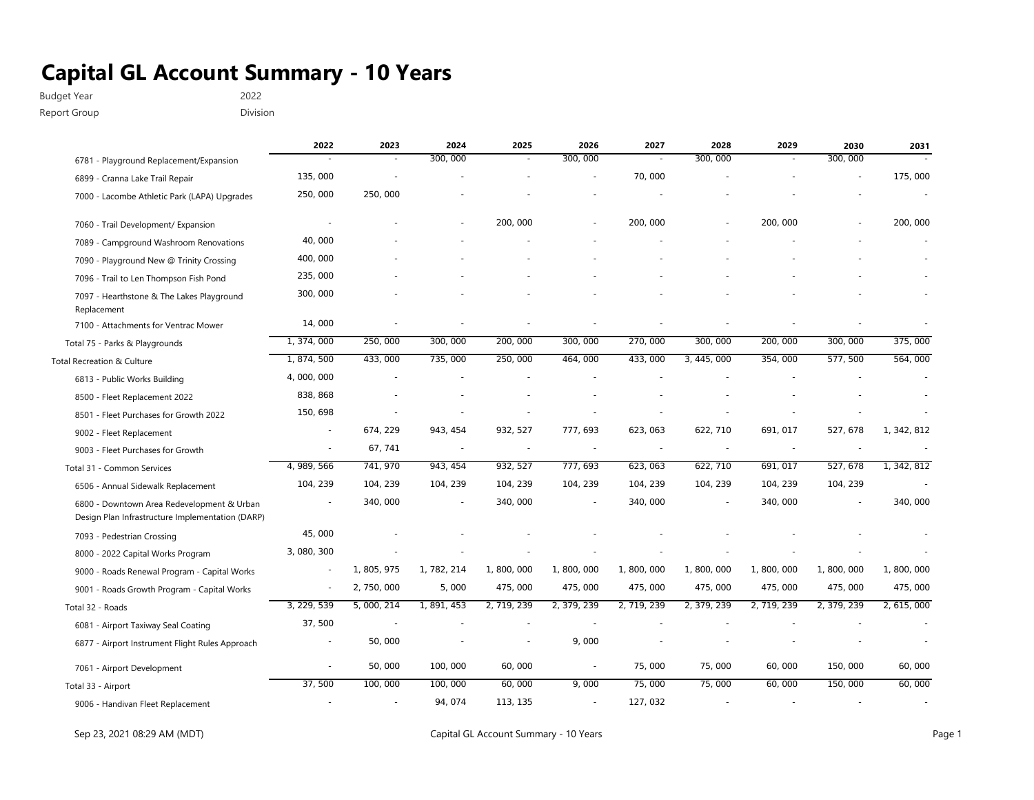# Capital GL Account Summary - 10 Years

Budget Year 2022

Report Group Division

| | 2022 | 2023 | 2024 | 2025 | 2026 | 2027 | 2028 | 2029 | 2030 | 2031 |
|---|---|---|---|---|---|---|---|---|---|---|
| 6781 - Playground Replacement/Expansion | - | - | 300, 000 | - | 300, 000 | - | 300, 000 | - | 300, 000 | - |
| 6899 - Cranna Lake Trail Repair | 135, 000 | - | - | - | - | 70, 000 | - | - | - | 175, 000 |
| 7000 - Lacombe Athletic Park (LAPA) Upgrades | 250, 000 | 250, 000 | - | - | - | - | - | - | - | - |
| 7060 - Trail Development/ Expansion | - | - | - | 200, 000 | - | 200, 000 | - | 200, 000 | - | 200, 000 |
| 7089 - Campground Washroom Renovations | 40, 000 | - | - | - | - | - | - | - | - | - |
| 7090 - Playground New @ Trinity Crossing | 400, 000 | - | - | - | - | - | - | - | - | - |
| 7096 - Trail to Len Thompson Fish Pond | 235, 000 | - | - | - | - | - | - | - | - | - |
| 7097 - Hearthstone & The Lakes Playground Replacement | 300, 000 | - | - | - | - | - | - | - | - | - |
| 7100 - Attachments for Ventrac Mower | 14, 000 | - | - | - | - | - | - | - | - | - |
| Total 75 - Parks & Playgrounds | 1, 374, 000 | 250, 000 | 300, 000 | 200, 000 | 300, 000 | 270, 000 | 300, 000 | 200, 000 | 300, 000 | 375, 000 |
| Total Recreation & Culture | 1, 874, 500 | 433, 000 | 735, 000 | 250, 000 | 464, 000 | 433, 000 | 3, 445, 000 | 354, 000 | 577, 500 | 564, 000 |
| 6813 - Public Works Building | 4, 000, 000 | - | - | - | - | - | - | - | - | - |
| 8500 - Fleet Replacement 2022 | 838, 868 | - | - | - | - | - | - | - | - | - |
| 8501 - Fleet Purchases for Growth 2022 | 150, 698 | - | - | - | - | - | - | - | - | - |
| 9002 - Fleet Replacement | - | 674, 229 | 943, 454 | 932, 527 | 777, 693 | 623, 063 | 622, 710 | 691, 017 | 527, 678 | 1, 342, 812 |
| 9003 - Fleet Purchases for Growth | - | 67, 741 | - | - | - | - | - | - | - | - |
| Total 31 - Common Services | 4, 989, 566 | 741, 970 | 943, 454 | 932, 527 | 777, 693 | 623, 063 | 622, 710 | 691, 017 | 527, 678 | 1, 342, 812 |
| 6506 - Annual Sidewalk Replacement | 104, 239 | 104, 239 | 104, 239 | 104, 239 | 104, 239 | 104, 239 | 104, 239 | 104, 239 | 104, 239 | - |
| 6800 - Downtown Area Redevelopment & Urban Design Plan Infrastructure Implementation (DARP) | - | 340, 000 | - | 340, 000 | - | 340, 000 | - | 340, 000 | - | 340, 000 |
| 7093 - Pedestrian Crossing | 45, 000 | - | - | - | - | - | - | - | - | - |
| 8000 - 2022 Capital Works Program | 3, 080, 300 | - | - | - | - | - | - | - | - | - |
| 9000 - Roads Renewal Program - Capital Works | - | 1, 805, 975 | 1, 782, 214 | 1, 800, 000 | 1, 800, 000 | 1, 800, 000 | 1, 800, 000 | 1, 800, 000 | 1, 800, 000 | 1, 800, 000 |
| 9001 - Roads Growth Program - Capital Works | - | 2, 750, 000 | 5, 000 | 475, 000 | 475, 000 | 475, 000 | 475, 000 | 475, 000 | 475, 000 | 475, 000 |
| Total 32 - Roads | 3, 229, 539 | 5, 000, 214 | 1, 891, 453 | 2, 719, 239 | 2, 379, 239 | 2, 719, 239 | 2, 379, 239 | 2, 719, 239 | 2, 379, 239 | 2, 615, 000 |
| 6081 - Airport Taxiway Seal Coating | 37, 500 | - | - | - | - | - | - | - | - | - |
| 6877 - Airport Instrument Flight Rules Approach | - | 50, 000 | - | - | 9, 000 | - | - | - | - | - |
| 7061 - Airport Development | - | 50, 000 | 100, 000 | 60, 000 | - | 75, 000 | 75, 000 | 60, 000 | 150, 000 | 60, 000 |
| Total 33 - Airport | 37, 500 | 100, 000 | 100, 000 | 60, 000 | 9, 000 | 75, 000 | 75, 000 | 60, 000 | 150, 000 | 60, 000 |
| 9006 - Handivan Fleet Replacement | - | - | 94, 074 | 113, 135 | - | 127, 032 | - | - | - | - |

Sep 23, 2021 08:29 AM (MDT)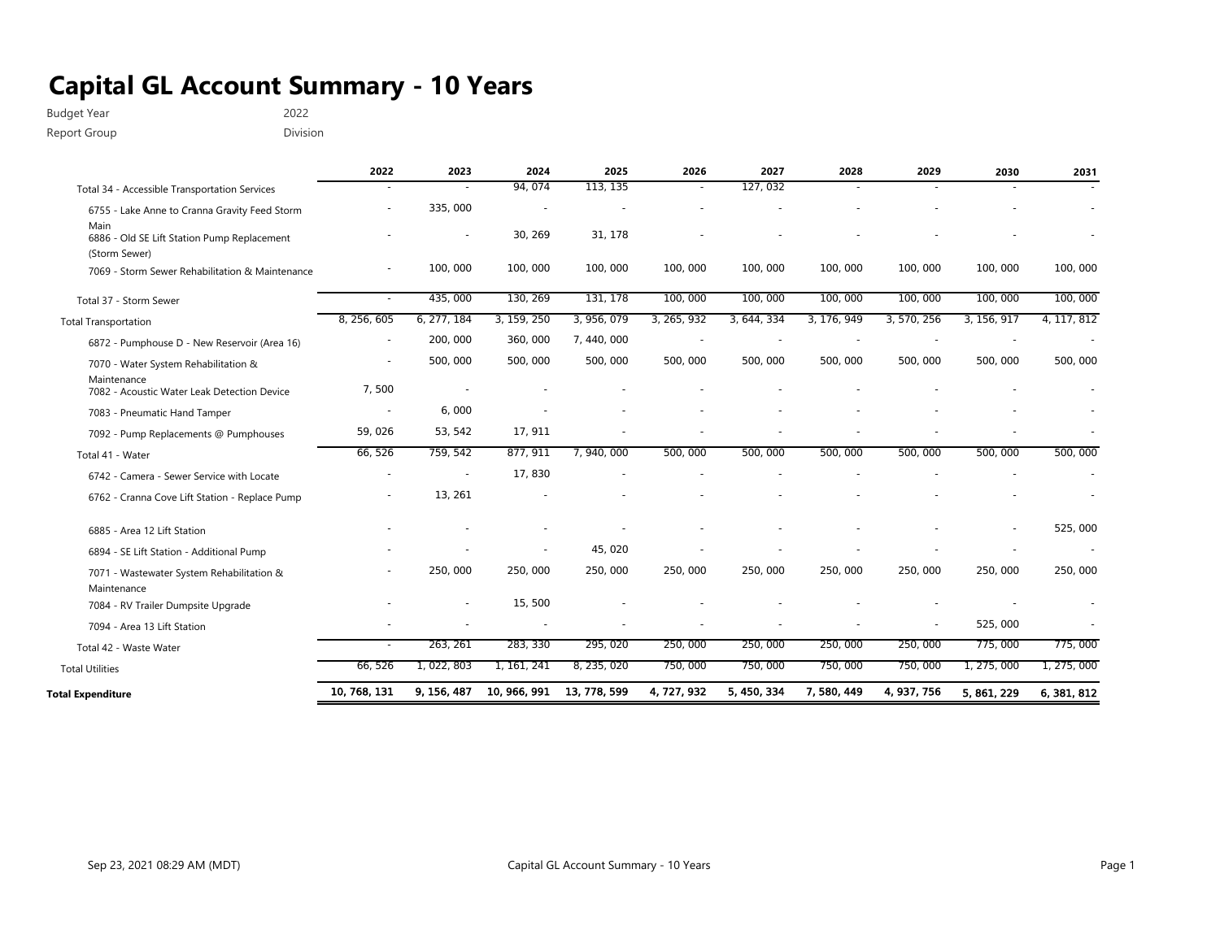# Capital GL Account Summary - 10 Years

Budget Year 2022

Report Group Division

| | 2022 | 2023 | 2024 | 2025 | 2026 | 2027 | 2028 | 2029 | 2030 | 2031 |
|---|---|---|---|---|---|---|---|---|---|---|
| Total 34 - Accessible Transportation Services | - | - | 94, 074 | 113, 135 | - | 127, 032 | - | - | - | - |
| 6755 - Lake Anne to Cranna Gravity Feed Storm Main | - | 335, 000 | - | - | - | - | - | - | - | - |
| 6886 - Old SE Lift Station Pump Replacement (Storm Sewer) | - | - | 30, 269 | 31, 178 | - | - | - | - | - | - |
| 7069 - Storm Sewer Rehabilitation & Maintenance | - | 100, 000 | 100, 000 | 100, 000 | 100, 000 | 100, 000 | 100, 000 | 100, 000 | 100, 000 | 100, 000 |
| Total 37 - Storm Sewer | - | 435, 000 | 130, 269 | 131, 178 | 100, 000 | 100, 000 | 100, 000 | 100, 000 | 100, 000 | 100, 000 |
| Total Transportation | 8, 256, 605 | 6, 277, 184 | 3, 159, 250 | 3, 956, 079 | 3, 265, 932 | 3, 644, 334 | 3, 176, 949 | 3, 570, 256 | 3, 156, 917 | 4, 117, 812 |
| 6872 - Pumphouse D - New Reservoir (Area 16) | - | 200, 000 | 360, 000 | 7, 440, 000 | - | - | - | - | - | - |
| 7070 - Water System Rehabilitation & Maintenance | - | 500, 000 | 500, 000 | 500, 000 | 500, 000 | 500, 000 | 500, 000 | 500, 000 | 500, 000 | 500, 000 |
| 7082 - Acoustic Water Leak Detection Device | 7, 500 | - | - | - | - | - | - | - | - | - |
| 7083 - Pneumatic Hand Tamper | - | 6, 000 | - | - | - | - | - | - | - | - |
| 7092 - Pump Replacements @ Pumphouses | 59, 026 | 53, 542 | 17, 911 | - | - | - | - | - | - | - |
| Total 41 - Water | 66, 526 | 759, 542 | 877, 911 | 7, 940, 000 | 500, 000 | 500, 000 | 500, 000 | 500, 000 | 500, 000 | 500, 000 |
| 6742 - Camera - Sewer Service with Locate | - | - | 17, 830 | - | - | - | - | - | - | - |
| 6762 - Cranna Cove Lift Station - Replace Pump | - | 13, 261 | - | - | - | - | - | - | - | - |
| 6885 - Area 12 Lift Station | - | - | - | - | - | - | - | - | - | 525, 000 |
| 6894 - SE Lift Station - Additional Pump | - | - | - | 45, 020 | - | - | - | - | - | - |
| 7071 - Wastewater System Rehabilitation & Maintenance | - | 250, 000 | 250, 000 | 250, 000 | 250, 000 | 250, 000 | 250, 000 | 250, 000 | 250, 000 | 250, 000 |
| 7084 - RV Trailer Dumpsite Upgrade | - | - | 15, 500 | - | - | - | - | - | - | - |
| 7094 - Area 13 Lift Station | - | - | - | - | - | - | - | - | 525, 000 | - |
| Total 42 - Waste Water | - | 263, 261 | 283, 330 | 295, 020 | 250, 000 | 250, 000 | 250, 000 | 250, 000 | 775, 000 | 775, 000 |
| Total Utilities | 66, 526 | 1, 022, 803 | 1, 161, 241 | 8, 235, 020 | 750, 000 | 750, 000 | 750, 000 | 750, 000 | 1, 275, 000 | 1, 275, 000 |
| **Total Expenditure** | **10, 768, 131** | **9, 156, 487** | **10, 966, 991** | **13, 778, 599** | **4, 727, 932** | **5, 450, 334** | **7, 580, 449** | **4, 937, 756** | **5, 861, 229** | **6, 381, 812** |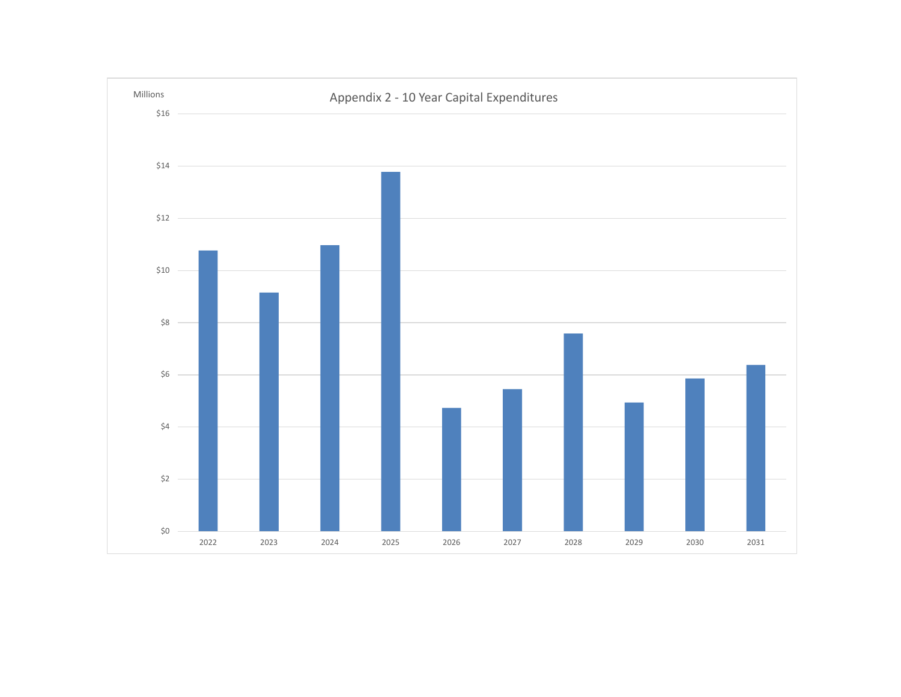## Appendix 2 - 10 Year Capital Expenditures

Millions

$16

$14

$12

$10

$8

$6

$4

$2

$0

2022 2023 2024 2025 2026 2027 2028 2029 2030 2031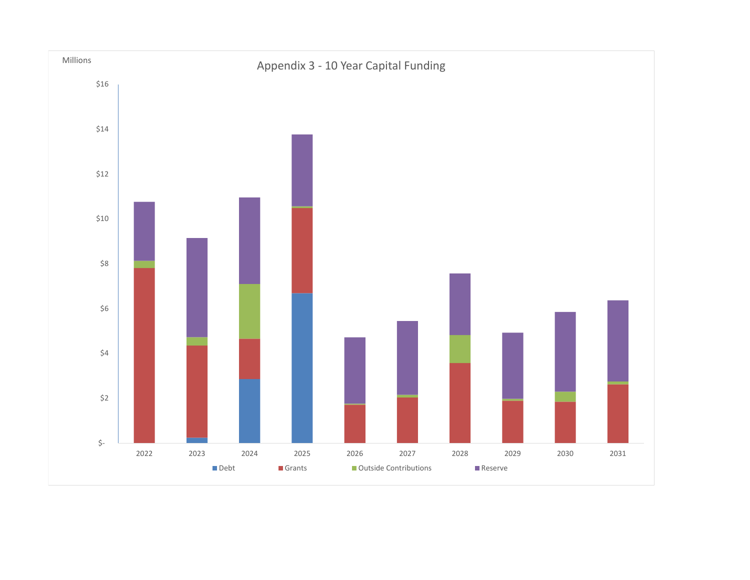## Appendix 3 - 10 Year Capital Funding

Millions

$16
$14
$12
$10
$8
$6
$4
$2
$-

2022 2023 2024 2025 2026 2027 2028 2029 2030 2031

Debt Grants Outside Contributions Reserve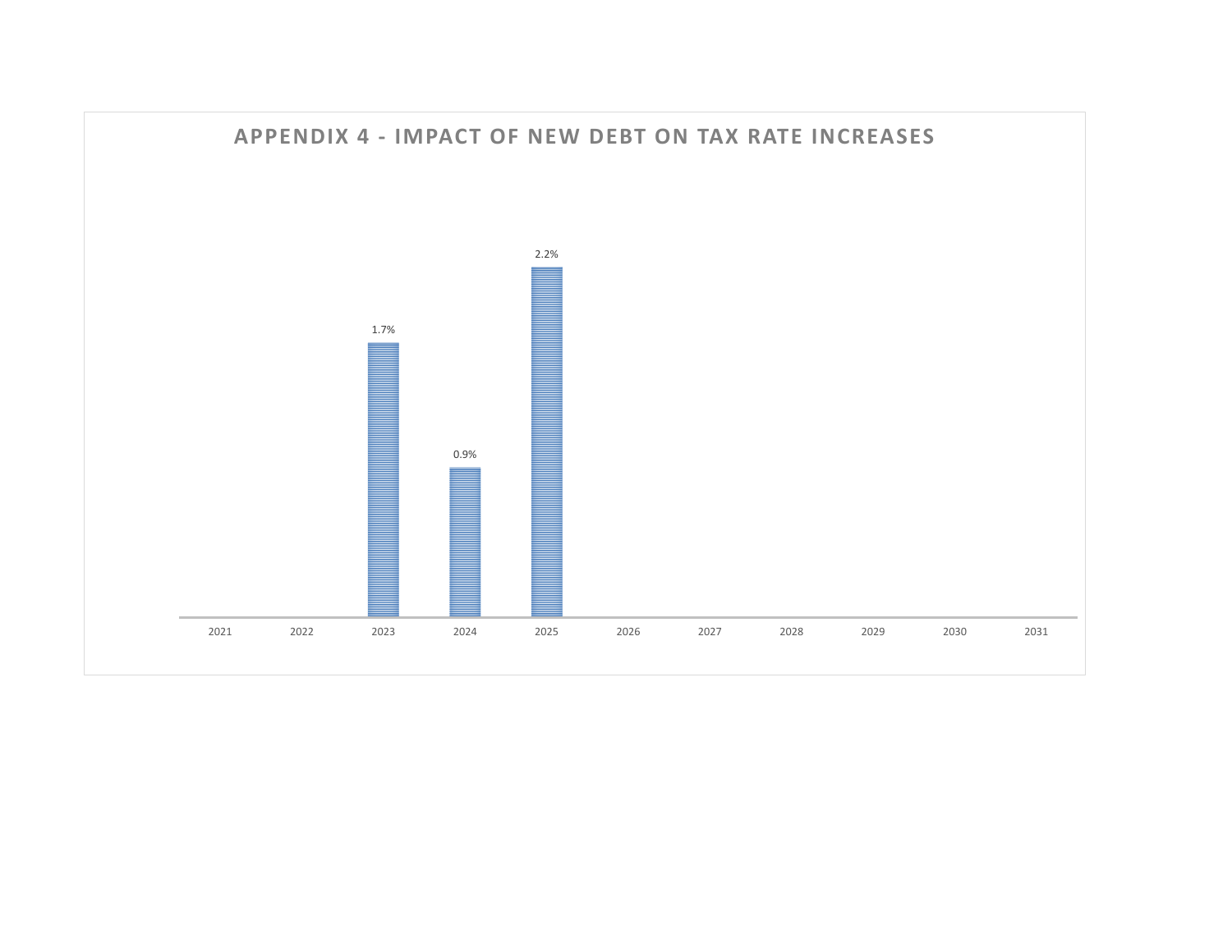## APPENDIX 4 - IMPACT OF NEW DEBT ON TAX RATE INCREASES

| Year | Impact |
|---|---|
| 2021 | |
| 2022 | |
| 2023 | 1.7% |
| 2024 | 0.9% |
| 2025 | 2.2% |
| 2026 | |
| 2027 | |
| 2028 | |
| 2029 | |
| 2030 | |
| 2031 | |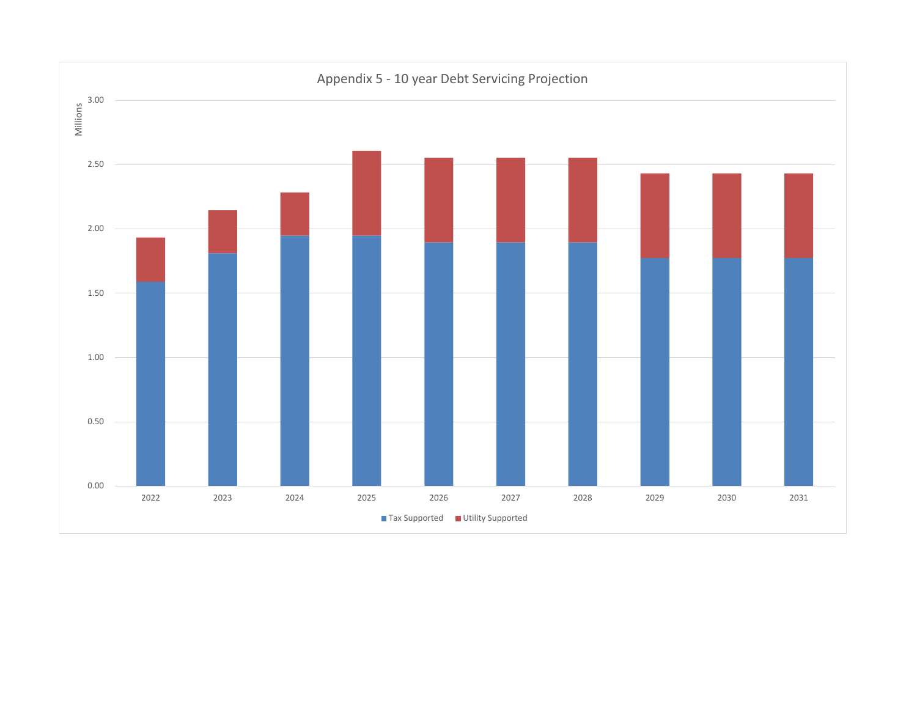Appendix 5 - 10 year Debt Servicing Projection

Millions

3.00

2.50

2.00

1.50

1.00

0.50

0.00

2022 2023 2024 2025 2026 2027 2028 2029 2030 2031

Tax Supported  Utility Supported